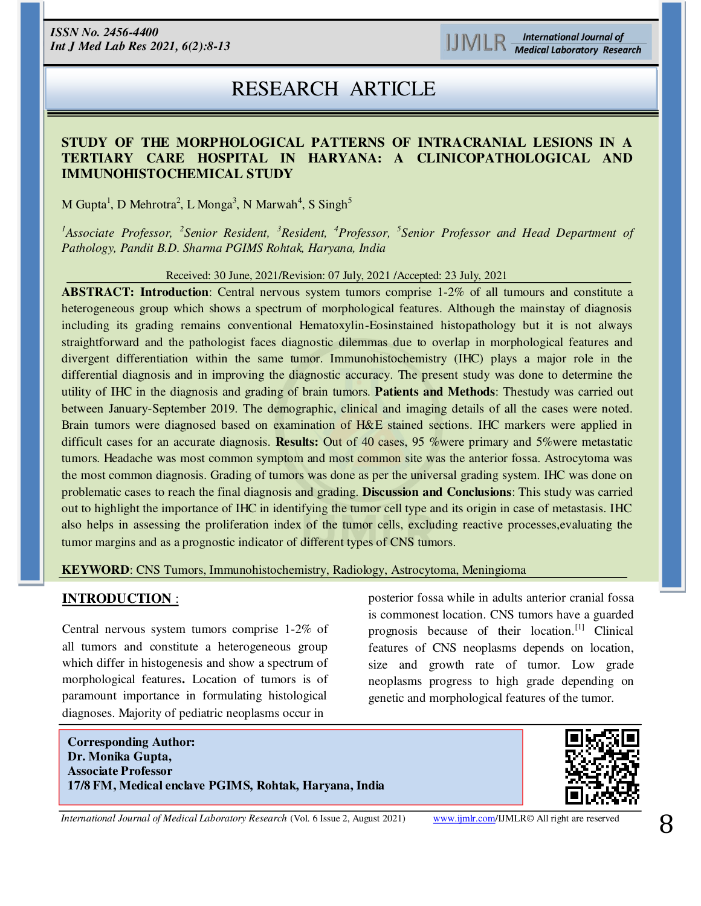RESEARCH ARTICLE

# STUDY OF THE MORPHOLOGICAL PATTERNS OF INTRACRANIAL LESIONS IN A TERTIARY CARE HOSPITAL IN HARYANA: A CLINICOPATHOLOGICAL AND IMMUNOHISTOCHEMICAL STUDY

M Gupta[1], D Mehrotra[2], L Monga[3], N Marwah[4], S Singh[5]

*[1]Associate Professor, [2]Senior Resident, [3]Resident, [4]Professor, [5]Senior Professor and Head Department of Pathology, Pandit B.D. Sharma PGIMS Rohtak, Haryana, India*

Received: 30 June, 2021/Revision: 07 July, 2021 /Accepted: 23 July, 2021

**ABSTRACT: Introduction**: Central nervous system tumors comprise 1-2% of all tumours and constitute a heterogeneous group which shows a spectrum of morphological features. Although the mainstay of diagnosis including its grading remains conventional Hematoxylin-Eosinstained histopathology but it is not always straightforward and the pathologist faces diagnostic dilemmas due to overlap in morphological features and divergent differentiation within the same tumor. Immunohistochemistry (IHC) plays a major role in the differential diagnosis and in improving the diagnostic accuracy. The present study was done to determine the utility of IHC in the diagnosis and grading of brain tumors. **Patients and Methods**: Thestudy was carried out between January-September 2019. The demographic, clinical and imaging details of all the cases were noted. Brain tumors were diagnosed based on examination of H&E stained sections. IHC markers were applied in difficult cases for an accurate diagnosis. **Results:** Out of 40 cases, 95 %were primary and 5%were metastatic tumors. Headache was most common symptom and most common site was the anterior fossa. Astrocytoma was the most common diagnosis. Grading of tumors was done as per the universal grading system. IHC was done on problematic cases to reach the final diagnosis and grading. **Discussion and Conclusions**: This study was carried out to highlight the importance of IHC in identifying the tumor cell type and its origin in case of metastasis. IHC also helps in assessing the proliferation index of the tumor cells, excluding reactive processes,evaluating the tumor margins and as a prognostic indicator of different types of CNS tumors.

**KEYWORD**: CNS Tumors, Immunohistochemistry, Radiology, Astrocytoma, Meningioma

## INTRODUCTION :

Central nervous system tumors comprise 1-2% of all tumors and constitute a heterogeneous group which differ in histogenesis and show a spectrum of morphological features**.** Location of tumors is of paramount importance in formulating histological diagnoses. Majority of pediatric neoplasms occur in posterior fossa while in adults anterior cranial fossa is commonest location. CNS tumors have a guarded prognosis because of their location.[1] Clinical features of CNS neoplasms depends on location, size and growth rate of tumor. Low grade neoplasms progress to high grade depending on genetic and morphological features of the tumor.

**Corresponding Author:**
**Dr. Monika Gupta,**
**Associate Professor**
**17/8 FM, Medical enclave PGIMS, Rohtak, Haryana, India**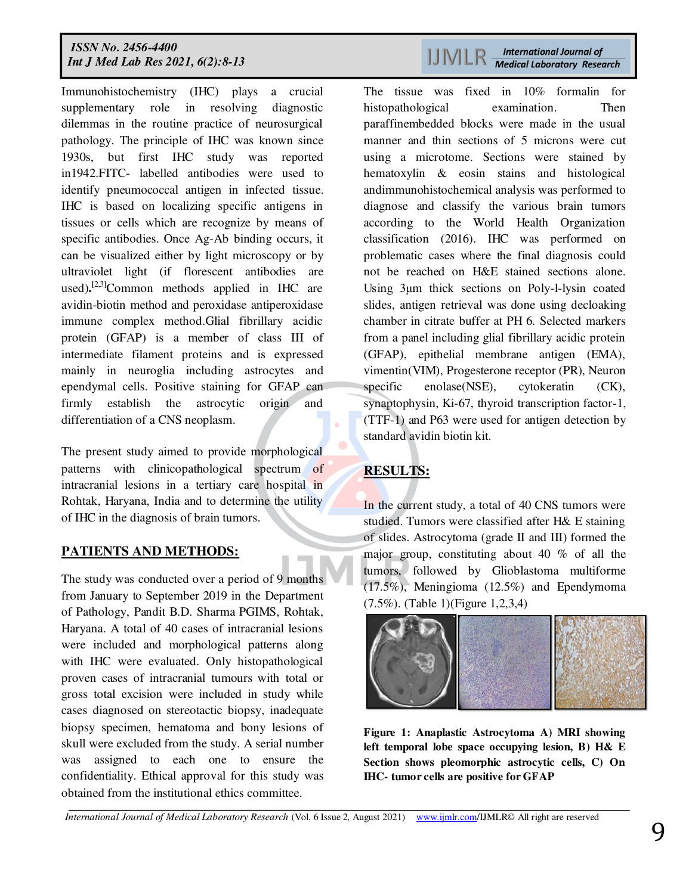Immunohistochemistry (IHC) plays a crucial supplementary role in resolving diagnostic dilemmas in the routine practice of neurosurgical pathology. The principle of IHC was known since 1930s, but first IHC study was reported in1942.FITC- labelled antibodies were used to identify pneumococcal antigen in infected tissue. IHC is based on localizing specific antigens in tissues or cells which are recognize by means of specific antibodies. Once Ag-Ab binding occurs, it can be visualized either by light microscopy or by ultraviolet light (if florescent antibodies are used).[2,3]Common methods applied in IHC are avidin-biotin method and peroxidase antiperoxidase immune complex method.Glial fibrillary acidic protein (GFAP) is a member of class III of intermediate filament proteins and is expressed mainly in neuroglia including astrocytes and ependymal cells. Positive staining for GFAP can firmly establish the astrocytic origin and differentiation of a CNS neoplasm.

The present study aimed to provide morphological patterns with clinicopathological spectrum of intracranial lesions in a tertiary care hospital in Rohtak, Haryana, India and to determine the utility of IHC in the diagnosis of brain tumors.

## PATIENTS AND METHODS:

The study was conducted over a period of 9 months from January to September 2019 in the Department of Pathology, Pandit B.D. Sharma PGIMS, Rohtak, Haryana. A total of 40 cases of intracranial lesions were included and morphological patterns along with IHC were evaluated. Only histopathological proven cases of intracranial tumours with total or gross total excision were included in study while cases diagnosed on stereotactic biopsy, inadequate biopsy specimen, hematoma and bony lesions of skull were excluded from the study. A serial number was assigned to each one to ensure the confidentiality. Ethical approval for this study was obtained from the institutional ethics committee.

The tissue was fixed in 10% formalin for histopathological examination. Then paraffinembedded blocks were made in the usual manner and thin sections of 5 microns were cut using a microtome. Sections were stained by hematoxylin & eosin stains and histological andimmunohistochemical analysis was performed to diagnose and classify the various brain tumors according to the World Health Organization classification (2016). IHC was performed on problematic cases where the final diagnosis could not be reached on H&E stained sections alone. Using 3μm thick sections on Poly-l-lysin coated slides, antigen retrieval was done using decloaking chamber in citrate buffer at PH 6. Selected markers from a panel including glial fibrillary acidic protein (GFAP), epithelial membrane antigen (EMA), vimentin(VIM), Progesterone receptor (PR), Neuron specific enolase(NSE), cytokeratin (CK), synaptophysin, Ki-67, thyroid transcription factor-1, (TTF-1) and P63 were used for antigen detection by standard avidin biotin kit.

## RESULTS:

In the current study, a total of 40 CNS tumors were studied. Tumors were classified after H& E staining of slides. Astrocytoma (grade II and III) formed the major group, constituting about 40 % of all the tumors, followed by Glioblastoma multiforme (17.5%), Meningioma (12.5%) and Ependymoma (7.5%). (Table 1)(Figure 1,2,3,4)

**Figure 1: Anaplastic Astrocytoma A) MRI showing left temporal lobe space occupying lesion, B) H& E Section shows pleomorphic astrocytic cells, C) On IHC- tumor cells are positive for GFAP**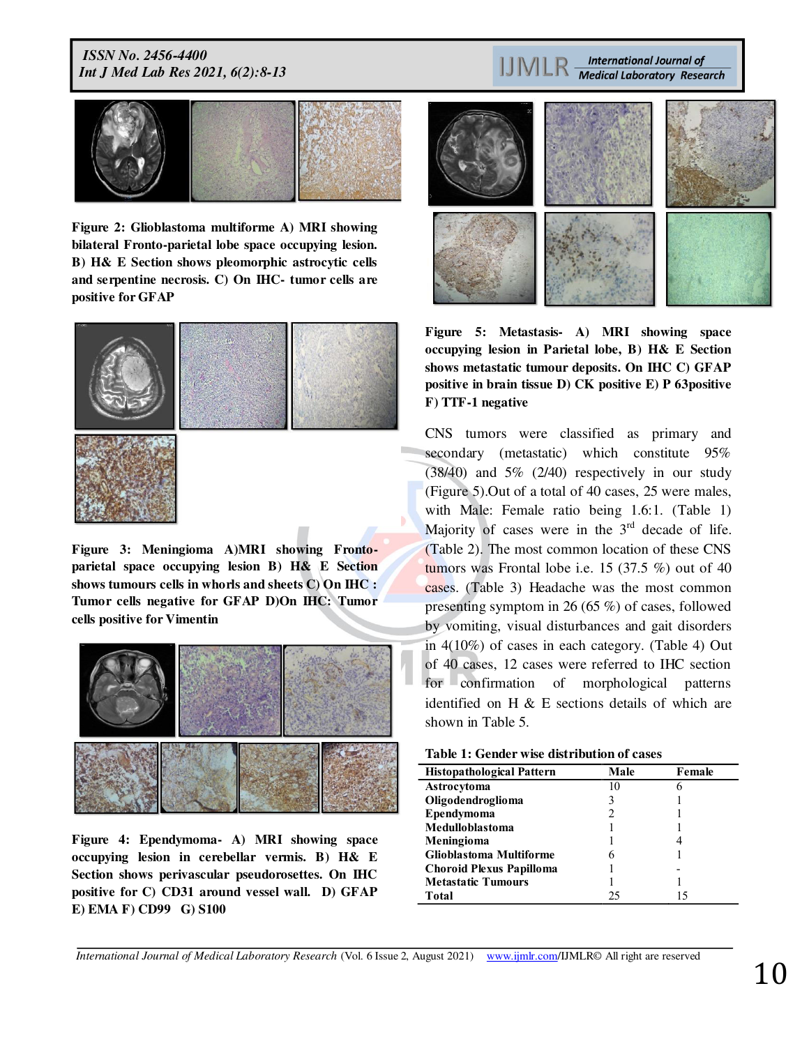**Figure 2: Glioblastoma multiforme A) MRI showing bilateral Fronto-parietal lobe space occupying lesion. B) H& E Section shows pleomorphic astrocytic cells and serpentine necrosis. C) On IHC- tumor cells are positive for GFAP**

**Figure 3: Meningioma A)MRI showing Fronto-parietal space occupying lesion B) H& E Section shows tumours cells in whorls and sheets C) On IHC : Tumor cells negative for GFAP D)On IHC: Tumor cells positive for Vimentin**

**Figure 4: Ependymoma- A) MRI showing space occupying lesion in cerebellar vermis. B) H& E Section shows perivascular pseudorosettes. On IHC positive for C) CD31 around vessel wall. D) GFAP E) EMA F) CD99 G) S100**

**Figure 5: Metastasis- A) MRI showing space occupying lesion in Parietal lobe, B) H& E Section shows metastatic tumour deposits. On IHC C) GFAP positive in brain tissue D) CK positive E) P 63positive F) TTF-1 negative**

CNS tumors were classified as primary and secondary (metastatic) which constitute 95% (38/40) and 5% (2/40) respectively in our study (Figure 5).Out of a total of 40 cases, 25 were males, with Male: Female ratio being 1.6:1. (Table 1) Majority of cases were in the 3rd decade of life. (Table 2). The most common location of these CNS tumors was Frontal lobe i.e. 15 (37.5 %) out of 40 cases. (Table 3) Headache was the most common presenting symptom in 26 (65 %) of cases, followed by vomiting, visual disturbances and gait disorders in 4(10%) of cases in each category. (Table 4) Out of 40 cases, 12 cases were referred to IHC section for confirmation of morphological patterns identified on H & E sections details of which are shown in Table 5.

**Table 1: Gender wise distribution of cases**

| Histopathological Pattern | Male | Female |
|---|---|---|
| Astrocytoma | 10 | 6 |
| Oligodendroglioma | 3 | 1 |
| Ependymoma | 2 | 1 |
| Medulloblastoma | 1 | 1 |
| Meningioma | 1 | 4 |
| Glioblastoma Multiforme | 6 | 1 |
| Choroid Plexus Papilloma | 1 | - |
| Metastatic Tumours | 1 | 1 |
| Total | 25 | 15 |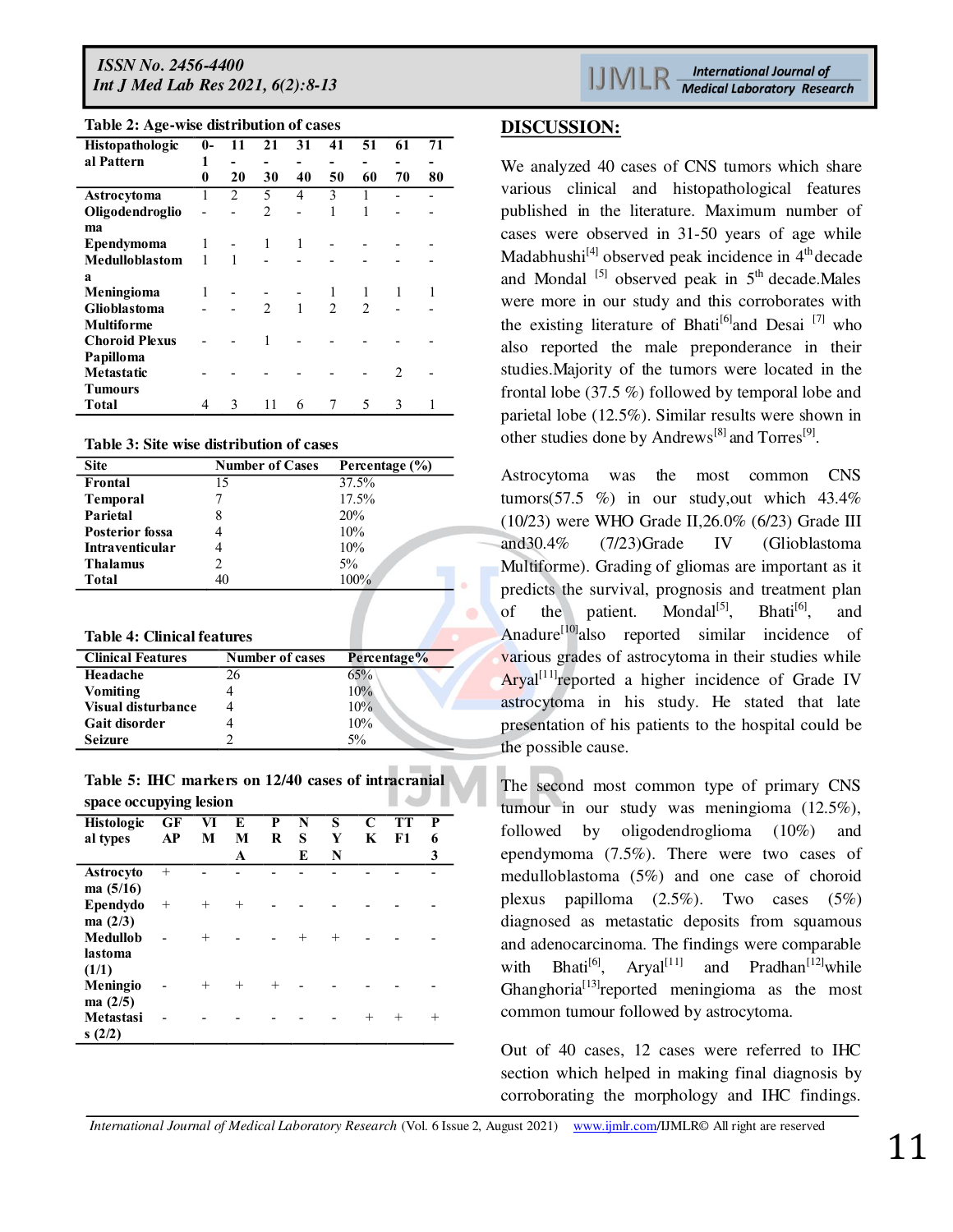**Table 2: Age-wise distribution of cases**

| Histopathological Pattern | 0-10 | 11-20 | 21-30 | 31-40 | 41-50 | 51-60 | 61-70 | 71-80 |
|---|---|---|---|---|---|---|---|---|
| Astrocytoma | 1 | 2 | 5 | 4 | 3 | 1 | - | - |
| Oligodendroglioma | - | - | 2 | - | 1 | 1 | - | - |
| Ependymoma | 1 | - | 1 | 1 | - | - | - | - |
| Medulloblastoma | 1 | 1 | - | - | - | - | - | - |
| Meningioma | 1 | - | - | - | 1 | 1 | 1 | 1 |
| Glioblastoma Multiforme | - | - | 2 | 1 | 2 | 2 | - | - |
| Choroid Plexus Papilloma | - | - | 1 | - | - | - | - | - |
| Metastatic Tumours | - | - | - | - | - | - | 2 | - |
| Total | 4 | 3 | 11 | 6 | 7 | 5 | 3 | 1 |

**Table 3: Site wise distribution of cases**

| Site | Number of Cases | Percentage (%) |
|---|---|---|
| Frontal | 15 | 37.5% |
| Temporal | 7 | 17.5% |
| Parietal | 8 | 20% |
| Posterior fossa | 4 | 10% |
| Intraventicular | 4 | 10% |
| Thalamus | 2 | 5% |
| Total | 40 | 100% |

**Table 4: Clinical features**

| Clinical Features | Number of cases | Percentage% |
|---|---|---|
| Headache | 26 | 65% |
| Vomiting | 4 | 10% |
| Visual disturbance | 4 | 10% |
| Gait disorder | 4 | 10% |
| Seizure | 2 | 5% |

**Table 5: IHC markers on 12/40 cases of intracranial space occupying lesion**

| Histological types | GFAP | VIM | EMA | PR | NSE | SYN | CK | TTF1 | P63 |
|---|---|---|---|---|---|---|---|---|---|
| Astrocytoma (5/16) | + | - | - | - | - | - | - | - | - |
| Ependymoma (2/3) | + | + | + | - | - | - | - | - | - |
| Medulloblastoma (1/1) | - | + | - | - | + | + | - | - | - |
| Meningioma (2/5) | - | + | + | + | - | - | - | - | - |
| Metastasis (2/2) | - | - | - | - | - | - | + | + | + |

## DISCUSSION:

We analyzed 40 cases of CNS tumors which share various clinical and histopathological features published in the literature. Maximum number of cases were observed in 31-50 years of age while Madabhushi[4] observed peak incidence in 4th decade and Mondal [5] observed peak in 5th decade.Males were more in our study and this corroborates with the existing literature of Bhati[6]and Desai [7] who also reported the male preponderance in their studies.Majority of the tumors were located in the frontal lobe (37.5 %) followed by temporal lobe and parietal lobe (12.5%). Similar results were shown in other studies done by Andrews[8] and Torres[9].

Astrocytoma was the most common CNS tumors(57.5 %) in our study,out which 43.4% (10/23) were WHO Grade II,26.0% (6/23) Grade III and30.4% (7/23)Grade IV (Glioblastoma Multiforme). Grading of gliomas are important as it predicts the survival, prognosis and treatment plan of the patient. Mondal[5], Bhati[6], and Anadure[10]also reported similar incidence of various grades of astrocytoma in their studies while Aryal[11]reported a higher incidence of Grade IV astrocytoma in his study. He stated that late presentation of his patients to the hospital could be the possible cause.

The second most common type of primary CNS tumour in our study was meningioma (12.5%), followed by oligodendroglioma (10%) and ependymoma (7.5%). There were two cases of medulloblastoma (5%) and one case of choroid plexus papilloma (2.5%). Two cases (5%) diagnosed as metastatic deposits from squamous and adenocarcinoma. The findings were comparable with Bhati[6], Aryal[11] and Pradhan[12]while Ghanghoria[13]reported meningioma as the most common tumour followed by astrocytoma.

Out of 40 cases, 12 cases were referred to IHC section which helped in making final diagnosis by corroborating the morphology and IHC findings.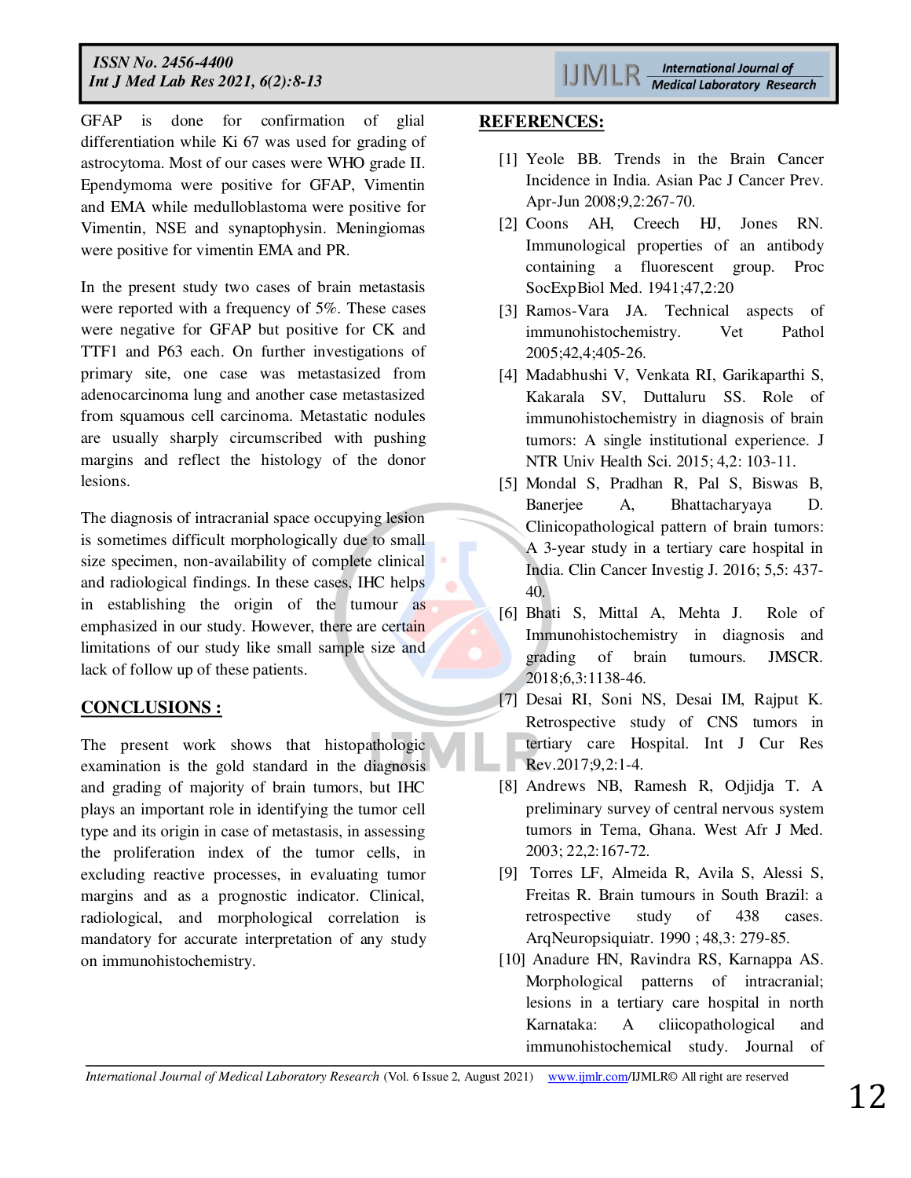GFAP is done for confirmation of glial differentiation while Ki 67 was used for grading of astrocytoma. Most of our cases were WHO grade II. Ependymoma were positive for GFAP, Vimentin and EMA while medulloblastoma were positive for Vimentin, NSE and synaptophysin. Meningiomas were positive for vimentin EMA and PR.

In the present study two cases of brain metastasis were reported with a frequency of 5%. These cases were negative for GFAP but positive for CK and TTF1 and P63 each. On further investigations of primary site, one case was metastasized from adenocarcinoma lung and another case metastasized from squamous cell carcinoma. Metastatic nodules are usually sharply circumscribed with pushing margins and reflect the histology of the donor lesions.

The diagnosis of intracranial space occupying lesion is sometimes difficult morphologically due to small size specimen, non-availability of complete clinical and radiological findings. In these cases, IHC helps in establishing the origin of the tumour as emphasized in our study. However, there are certain limitations of our study like small sample size and lack of follow up of these patients.

## CONCLUSIONS :

The present work shows that histopathologic examination is the gold standard in the diagnosis and grading of majority of brain tumors, but IHC plays an important role in identifying the tumor cell type and its origin in case of metastasis, in assessing the proliferation index of the tumor cells, in excluding reactive processes, in evaluating tumor margins and as a prognostic indicator. Clinical, radiological, and morphological correlation is mandatory for accurate interpretation of any study on immunohistochemistry.

## REFERENCES:

[1] Yeole BB. Trends in the Brain Cancer Incidence in India. Asian Pac J Cancer Prev. Apr-Jun 2008;9,2:267-70.

[2] Coons AH, Creech HJ, Jones RN. Immunological properties of an antibody containing a fluorescent group. Proc SocExpBiol Med. 1941;47,2:20

[3] Ramos-Vara JA. Technical aspects of immunohistochemistry. Vet Pathol 2005;42,4;405-26.

[4] Madabhushi V, Venkata RI, Garikaparthi S, Kakarala SV, Duttaluru SS. Role of immunohistochemistry in diagnosis of brain tumors: A single institutional experience. J NTR Univ Health Sci. 2015; 4,2: 103-11.

[5] Mondal S, Pradhan R, Pal S, Biswas B, Banerjee A, Bhattacharyaya D. Clinicopathological pattern of brain tumors: A 3-year study in a tertiary care hospital in India. Clin Cancer Investig J. 2016; 5,5: 437-40.

[6] Bhati S, Mittal A, Mehta J. Role of Immunohistochemistry in diagnosis and grading of brain tumours. JMSCR. 2018;6,3:1138-46.

[7] Desai RI, Soni NS, Desai IM, Rajput K. Retrospective study of CNS tumors in tertiary care Hospital. Int J Cur Res Rev.2017;9,2:1-4.

[8] Andrews NB, Ramesh R, Odjidja T. A preliminary survey of central nervous system tumors in Tema, Ghana. West Afr J Med. 2003; 22,2:167-72.

[9] Torres LF, Almeida R, Avila S, Alessi S, Freitas R. Brain tumours in South Brazil: a retrospective study of 438 cases. ArqNeuropsiquiatr. 1990 ; 48,3: 279-85.

[10] Anadure HN, Ravindra RS, Karnappa AS. Morphological patterns of intracranial; lesions in a tertiary care hospital in north Karnataka: A cliicopathological and immunohistochemical study. Journal of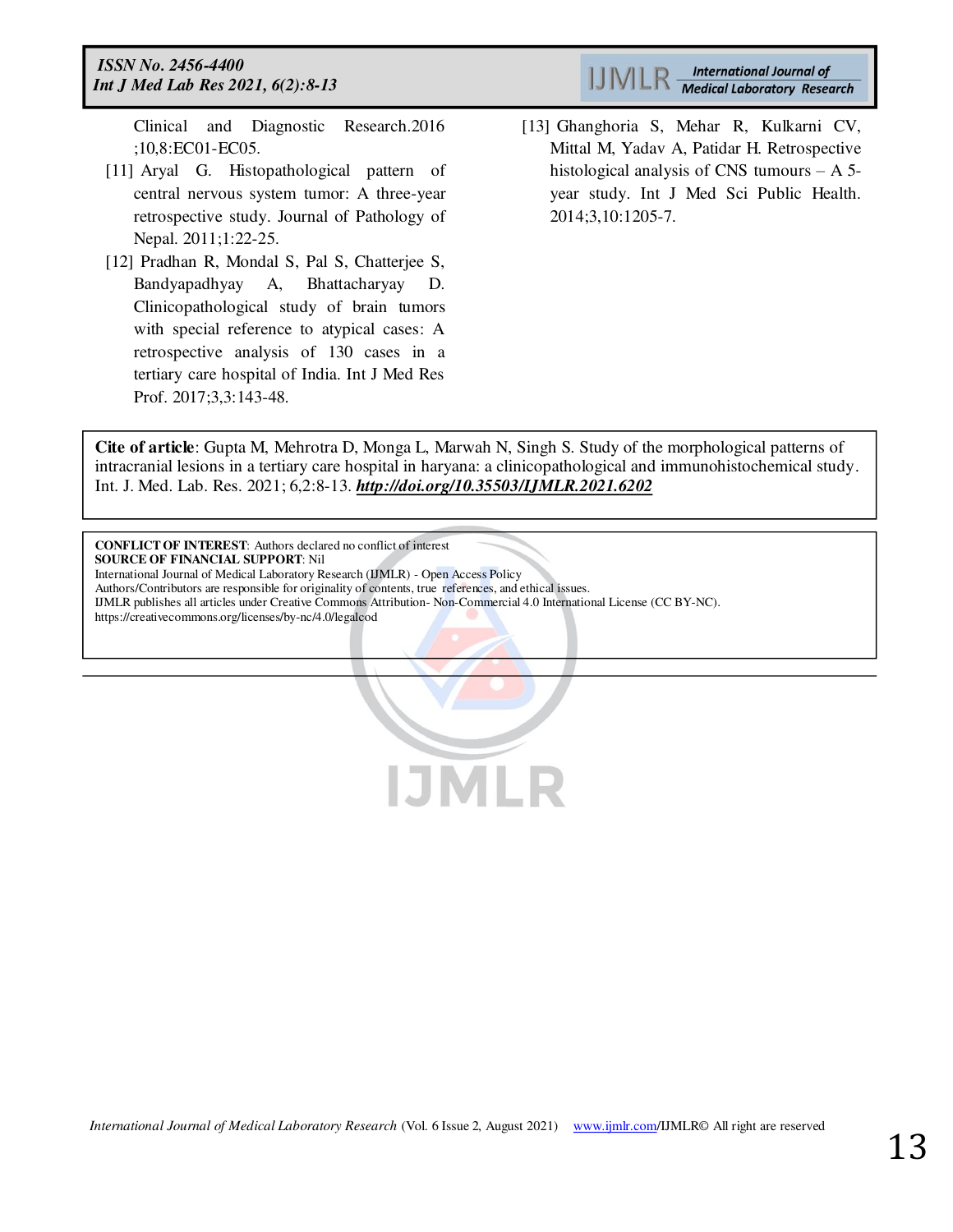Clinical and Diagnostic Research.2016 ;10,8:EC01-EC05.

[11] Aryal G. Histopathological pattern of central nervous system tumor: A three-year retrospective study. Journal of Pathology of Nepal. 2011;1:22-25.

[12] Pradhan R, Mondal S, Pal S, Chatterjee S, Bandyapadhyay A, Bhattacharyay D. Clinicopathological study of brain tumors with special reference to atypical cases: A retrospective analysis of 130 cases in a tertiary care hospital of India. Int J Med Res Prof. 2017;3,3:143-48.

[13] Ghanghoria S, Mehar R, Kulkarni CV, Mittal M, Yadav A, Patidar H. Retrospective histological analysis of CNS tumours – A 5-year study. Int J Med Sci Public Health. 2014;3,10:1205-7.

**Cite of article**: Gupta M, Mehrotra D, Monga L, Marwah N, Singh S. Study of the morphological patterns of intracranial lesions in a tertiary care hospital in haryana: a clinicopathological and immunohistochemical study. Int. J. Med. Lab. Res. 2021; 6,2:8-13. ***http://doi.org/10.35503/IJMLR.2021.6202***

**CONFLICT OF INTEREST**: Authors declared no conflict of interest
**SOURCE OF FINANCIAL SUPPORT**: Nil
International Journal of Medical Laboratory Research (IJMLR) - Open Access Policy
Authors/Contributors are responsible for originality of contents, true references, and ethical issues.
IJMLR publishes all articles under Creative Commons Attribution- Non-Commercial 4.0 International License (CC BY-NC).
https://creativecommons.org/licenses/by-nc/4.0/legalcod